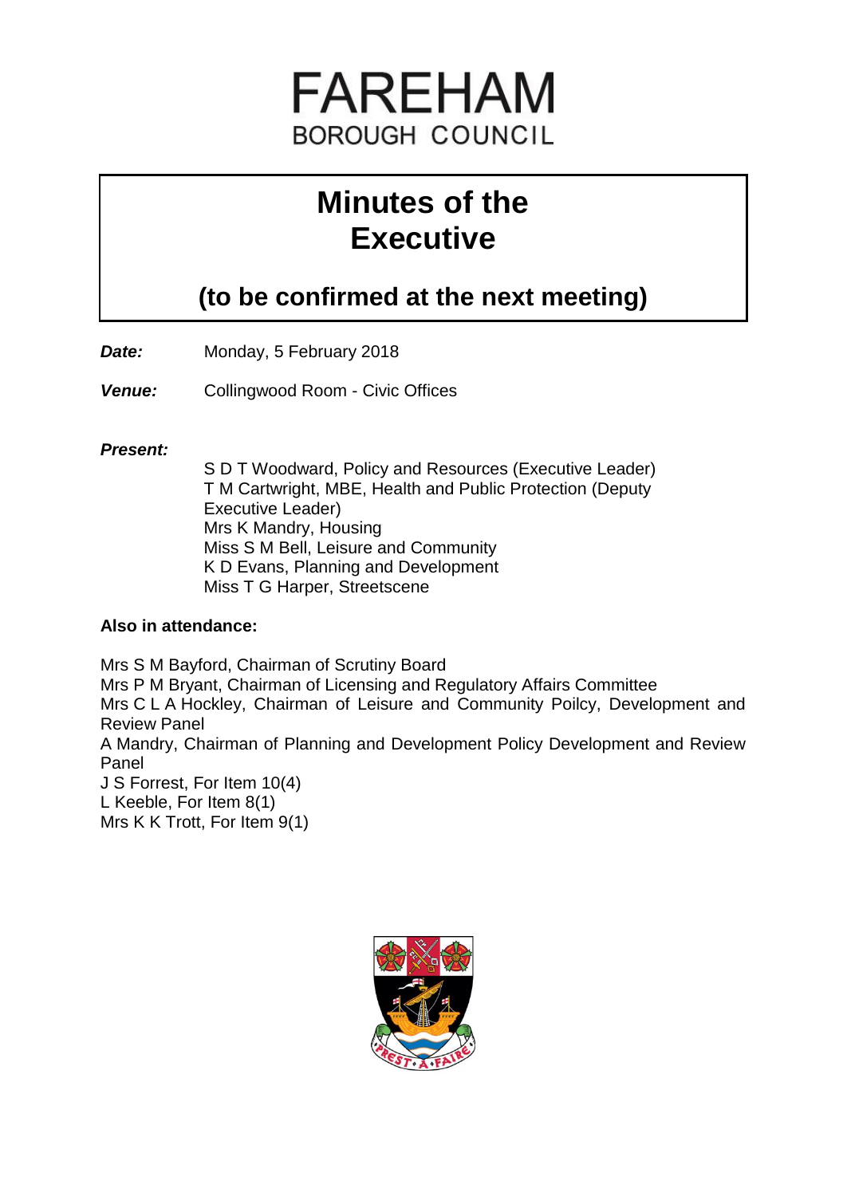# FAREHAM
BOROUGH COUNCIL

# Minutes of the Executive

## (to be confirmed at the next meeting)

***Date:*** Monday, 5 February 2018

***Venue:*** Collingwood Room - Civic Offices

***Present:***

S D T Woodward, Policy and Resources (Executive Leader)
T M Cartwright, MBE, Health and Public Protection (Deputy Executive Leader)
Mrs K Mandry, Housing
Miss S M Bell, Leisure and Community
K D Evans, Planning and Development
Miss T G Harper, Streetscene

**Also in attendance:**

Mrs S M Bayford, Chairman of Scrutiny Board
Mrs P M Bryant, Chairman of Licensing and Regulatory Affairs Committee
Mrs C L A Hockley, Chairman of Leisure and Community Poilcy, Development and Review Panel
A Mandry, Chairman of Planning and Development Policy Development and Review Panel
J S Forrest, For Item 10(4)
L Keeble, For Item 8(1)
Mrs K K Trott, For Item 9(1)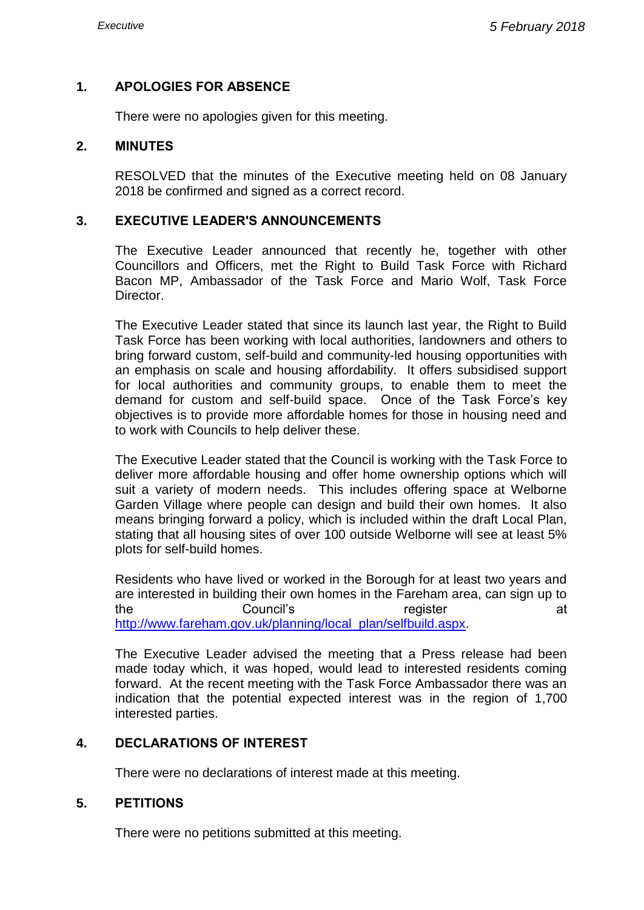## 1. APOLOGIES FOR ABSENCE

There were no apologies given for this meeting.

## 2. MINUTES

RESOLVED that the minutes of the Executive meeting held on 08 January 2018 be confirmed and signed as a correct record.

## 3. EXECUTIVE LEADER'S ANNOUNCEMENTS

The Executive Leader announced that recently he, together with other Councillors and Officers, met the Right to Build Task Force with Richard Bacon MP, Ambassador of the Task Force and Mario Wolf, Task Force Director.

The Executive Leader stated that since its launch last year, the Right to Build Task Force has been working with local authorities, landowners and others to bring forward custom, self-build and community-led housing opportunities with an emphasis on scale and housing affordability. It offers subsidised support for local authorities and community groups, to enable them to meet the demand for custom and self-build space. Once of the Task Force's key objectives is to provide more affordable homes for those in housing need and to work with Councils to help deliver these.

The Executive Leader stated that the Council is working with the Task Force to deliver more affordable housing and offer home ownership options which will suit a variety of modern needs. This includes offering space at Welborne Garden Village where people can design and build their own homes. It also means bringing forward a policy, which is included within the draft Local Plan, stating that all housing sites of over 100 outside Welborne will see at least 5% plots for self-build homes.

Residents who have lived or worked in the Borough for at least two years and are interested in building their own homes in the Fareham area, can sign up to the Council's register at http://www.fareham.gov.uk/planning/local_plan/selfbuild.aspx.

The Executive Leader advised the meeting that a Press release had been made today which, it was hoped, would lead to interested residents coming forward. At the recent meeting with the Task Force Ambassador there was an indication that the potential expected interest was in the region of 1,700 interested parties.

## 4. DECLARATIONS OF INTEREST

There were no declarations of interest made at this meeting.

## 5. PETITIONS

There were no petitions submitted at this meeting.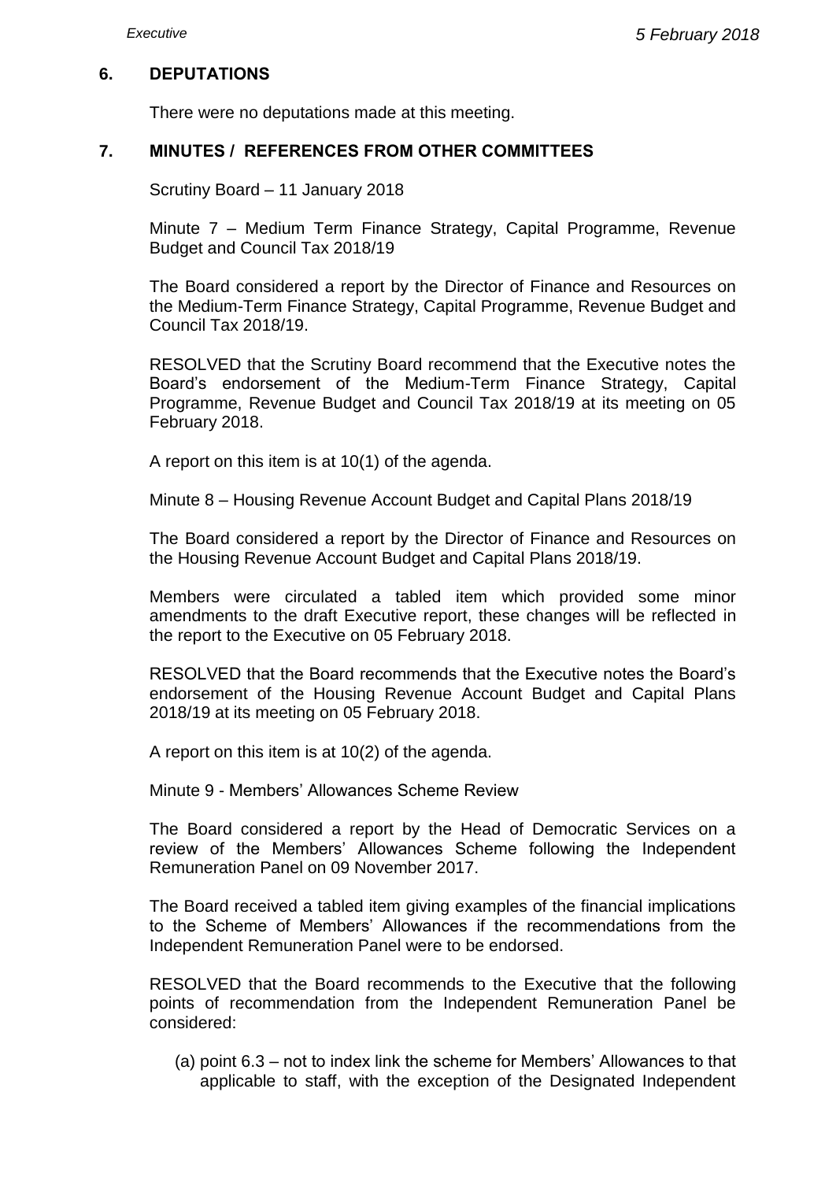## 6. DEPUTATIONS

There were no deputations made at this meeting.

## 7. MINUTES / REFERENCES FROM OTHER COMMITTEES

Scrutiny Board – 11 January 2018

Minute 7 – Medium Term Finance Strategy, Capital Programme, Revenue Budget and Council Tax 2018/19

The Board considered a report by the Director of Finance and Resources on the Medium-Term Finance Strategy, Capital Programme, Revenue Budget and Council Tax 2018/19.

RESOLVED that the Scrutiny Board recommend that the Executive notes the Board's endorsement of the Medium-Term Finance Strategy, Capital Programme, Revenue Budget and Council Tax 2018/19 at its meeting on 05 February 2018.

A report on this item is at 10(1) of the agenda.

Minute 8 – Housing Revenue Account Budget and Capital Plans 2018/19

The Board considered a report by the Director of Finance and Resources on the Housing Revenue Account Budget and Capital Plans 2018/19.

Members were circulated a tabled item which provided some minor amendments to the draft Executive report, these changes will be reflected in the report to the Executive on 05 February 2018.

RESOLVED that the Board recommends that the Executive notes the Board's endorsement of the Housing Revenue Account Budget and Capital Plans 2018/19 at its meeting on 05 February 2018.

A report on this item is at 10(2) of the agenda.

Minute 9 - Members' Allowances Scheme Review

The Board considered a report by the Head of Democratic Services on a review of the Members' Allowances Scheme following the Independent Remuneration Panel on 09 November 2017.

The Board received a tabled item giving examples of the financial implications to the Scheme of Members' Allowances if the recommendations from the Independent Remuneration Panel were to be endorsed.

RESOLVED that the Board recommends to the Executive that the following points of recommendation from the Independent Remuneration Panel be considered:

(a) point 6.3 – not to index link the scheme for Members' Allowances to that applicable to staff, with the exception of the Designated Independent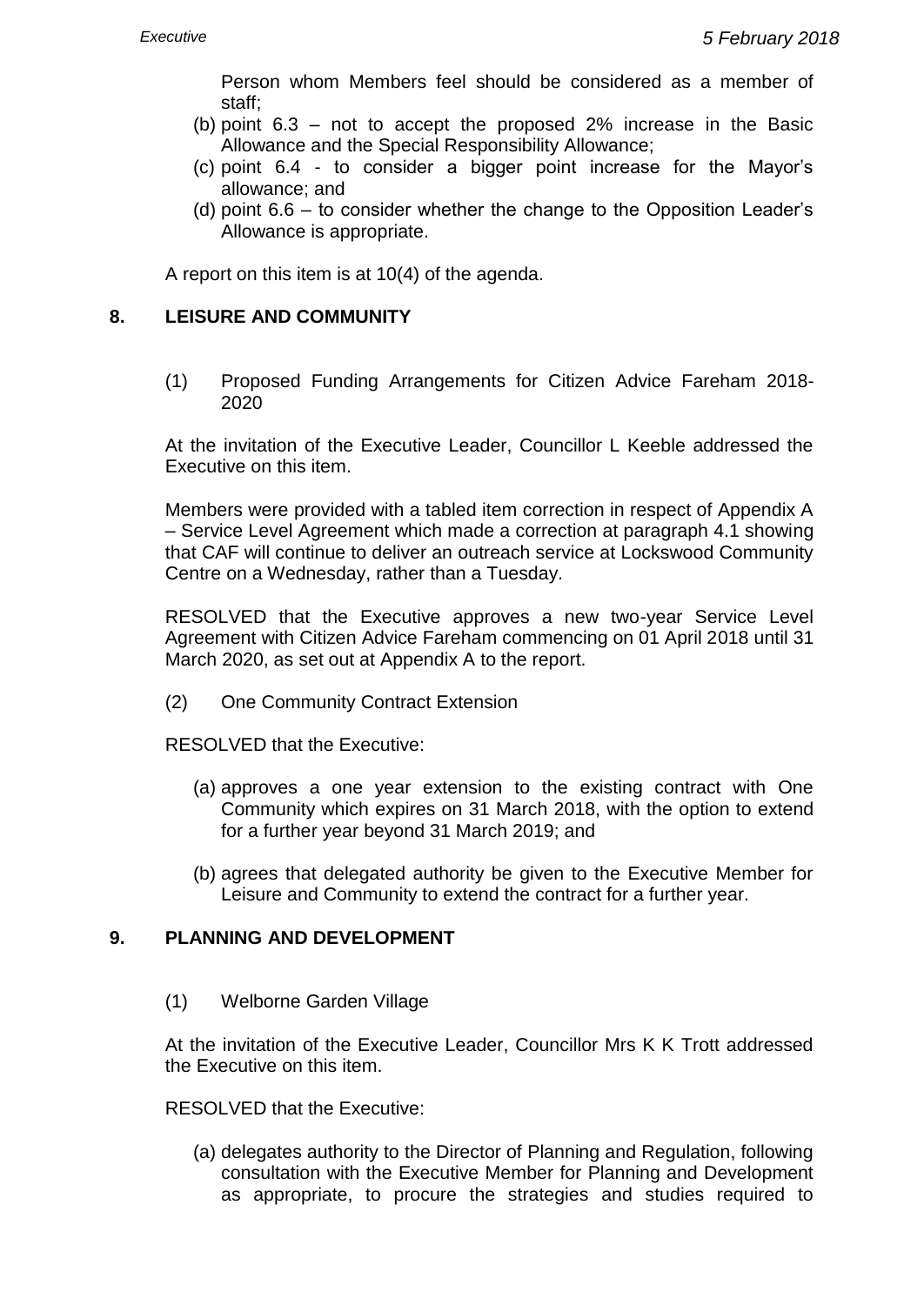Person whom Members feel should be considered as a member of staff;

(b) point 6.3 – not to accept the proposed 2% increase in the Basic Allowance and the Special Responsibility Allowance;

(c) point 6.4 - to consider a bigger point increase for the Mayor's allowance; and

(d) point 6.6 – to consider whether the change to the Opposition Leader's Allowance is appropriate.

A report on this item is at 10(4) of the agenda.

## 8. LEISURE AND COMMUNITY

(1) Proposed Funding Arrangements for Citizen Advice Fareham 2018-2020

At the invitation of the Executive Leader, Councillor L Keeble addressed the Executive on this item.

Members were provided with a tabled item correction in respect of Appendix A – Service Level Agreement which made a correction at paragraph 4.1 showing that CAF will continue to deliver an outreach service at Lockswood Community Centre on a Wednesday, rather than a Tuesday.

RESOLVED that the Executive approves a new two-year Service Level Agreement with Citizen Advice Fareham commencing on 01 April 2018 until 31 March 2020, as set out at Appendix A to the report.

(2) One Community Contract Extension

RESOLVED that the Executive:

(a) approves a one year extension to the existing contract with One Community which expires on 31 March 2018, with the option to extend for a further year beyond 31 March 2019; and

(b) agrees that delegated authority be given to the Executive Member for Leisure and Community to extend the contract for a further year.

## 9. PLANNING AND DEVELOPMENT

(1) Welborne Garden Village

At the invitation of the Executive Leader, Councillor Mrs K K Trott addressed the Executive on this item.

RESOLVED that the Executive:

(a) delegates authority to the Director of Planning and Regulation, following consultation with the Executive Member for Planning and Development as appropriate, to procure the strategies and studies required to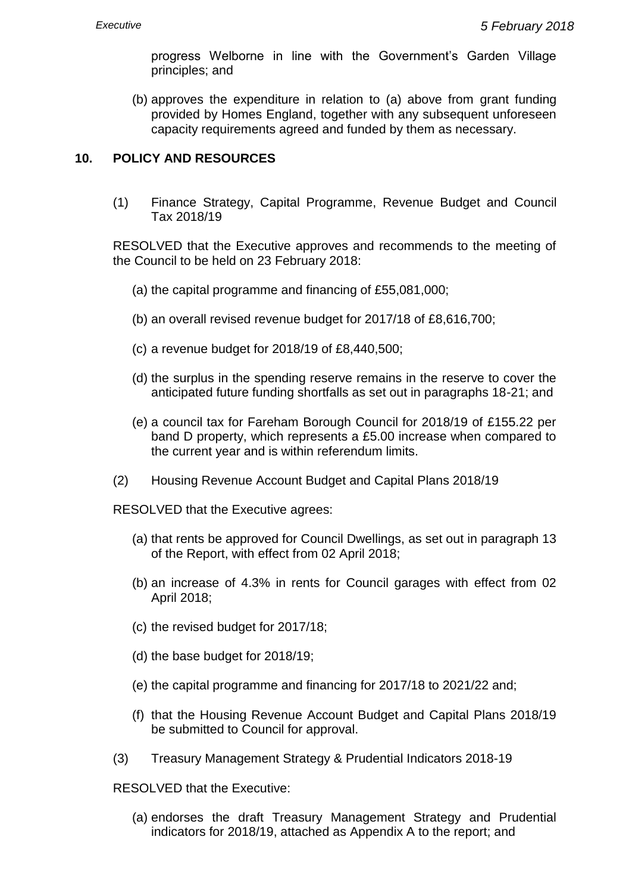progress Welborne in line with the Government's Garden Village principles; and

(b) approves the expenditure in relation to (a) above from grant funding provided by Homes England, together with any subsequent unforeseen capacity requirements agreed and funded by them as necessary.

## 10. POLICY AND RESOURCES

(1) Finance Strategy, Capital Programme, Revenue Budget and Council Tax 2018/19

RESOLVED that the Executive approves and recommends to the meeting of the Council to be held on 23 February 2018:

(a) the capital programme and financing of £55,081,000;

(b) an overall revised revenue budget for 2017/18 of £8,616,700;

(c) a revenue budget for 2018/19 of £8,440,500;

(d) the surplus in the spending reserve remains in the reserve to cover the anticipated future funding shortfalls as set out in paragraphs 18-21; and

(e) a council tax for Fareham Borough Council for 2018/19 of £155.22 per band D property, which represents a £5.00 increase when compared to the current year and is within referendum limits.

(2) Housing Revenue Account Budget and Capital Plans 2018/19

RESOLVED that the Executive agrees:

(a) that rents be approved for Council Dwellings, as set out in paragraph 13 of the Report, with effect from 02 April 2018;

(b) an increase of 4.3% in rents for Council garages with effect from 02 April 2018;

(c) the revised budget for 2017/18;

(d) the base budget for 2018/19;

(e) the capital programme and financing for 2017/18 to 2021/22 and;

(f) that the Housing Revenue Account Budget and Capital Plans 2018/19 be submitted to Council for approval.

(3) Treasury Management Strategy & Prudential Indicators 2018-19

RESOLVED that the Executive:

(a) endorses the draft Treasury Management Strategy and Prudential indicators for 2018/19, attached as Appendix A to the report; and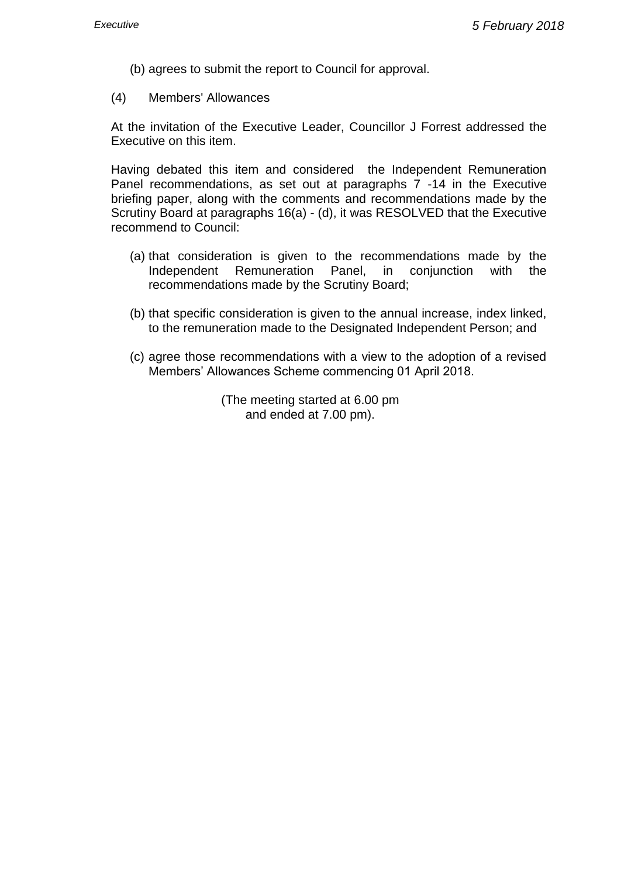(b) agrees to submit the report to Council for approval.

(4) Members' Allowances

At the invitation of the Executive Leader, Councillor J Forrest addressed the Executive on this item.

Having debated this item and considered the Independent Remuneration Panel recommendations, as set out at paragraphs 7 -14 in the Executive briefing paper, along with the comments and recommendations made by the Scrutiny Board at paragraphs 16(a) - (d), it was RESOLVED that the Executive recommend to Council:

(a) that consideration is given to the recommendations made by the Independent Remuneration Panel, in conjunction with the recommendations made by the Scrutiny Board;

(b) that specific consideration is given to the annual increase, index linked, to the remuneration made to the Designated Independent Person; and

(c) agree those recommendations with a view to the adoption of a revised Members' Allowances Scheme commencing 01 April 2018.

(The meeting started at 6.00 pm and ended at 7.00 pm).